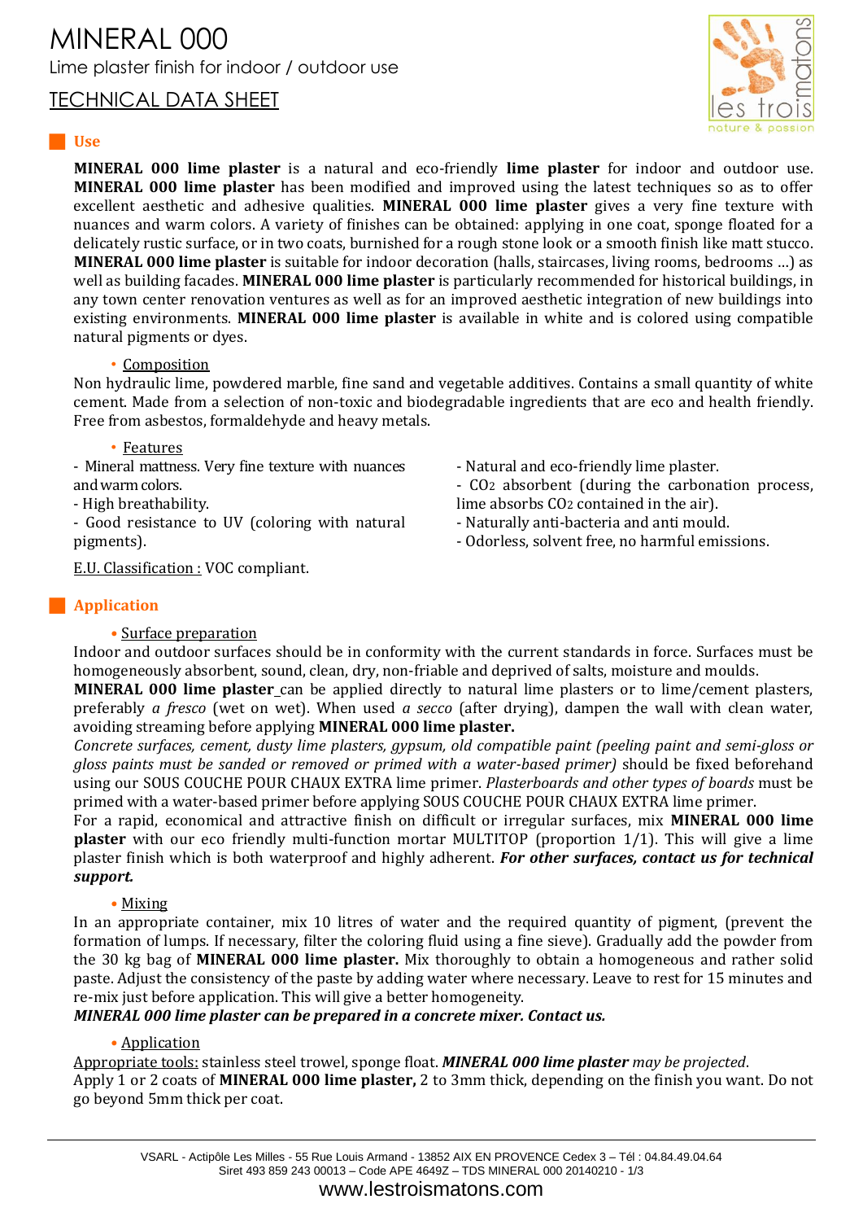# MINERAL 000

Lime plaster finish for indoor / outdoor use

TECHNICAL DATA SHEET

## Use

**MINERAL 000 lime plaster** is a natural and eco-friendly **lime plaster** for indoor and outdoor use. **MINERAL 000 lime plaster** has been modified and improved using the latest techniques so as to offer excellent aesthetic and adhesive qualities. **MINERAL 000 lime plaster** gives a very fine texture with nuances and warm colors. A variety of finishes can be obtained: applying in one coat, sponge floated for a delicately rustic surface, or in two coats, burnished for a rough stone look or a smooth finish like matt stucco. **MINERAL 000 lime plaster** is suitable for indoor decoration (halls, staircases, living rooms, bedrooms …) as well as building facades. **MINERAL 000 lime plaster** is particularly recommended for historical buildings, in any town center renovation ventures as well as for an improved aesthetic integration of new buildings into existing environments. **MINERAL 000 lime plaster** is available in white and is colored using compatible natural pigments or dyes.

- Composition

Non hydraulic lime, powdered marble, fine sand and vegetable additives. Contains a small quantity of white cement. Made from a selection of non-toxic and biodegradable ingredients that are eco and health friendly. Free from asbestos, formaldehyde and heavy metals.

- Features

- Mineral mattness. Very fine texture with nuances and warm colors.
- High breathability.
- Good resistance to UV (coloring with natural pigments).
- Natural and eco-friendly lime plaster.
- $CO_2$ absorbent (during the carbonation process, lime absorbs $CO_2$ contained in the air).
- Naturally anti-bacteria and anti mould.
- Odorless, solvent free, no harmful emissions.

E.U. Classification : VOC compliant.

## Application

- Surface preparation

Indoor and outdoor surfaces should be in conformity with the current standards in force. Surfaces must be homogeneously absorbent, sound, clean, dry, non-friable and deprived of salts, moisture and moulds.

**MINERAL 000 lime plaster** can be applied directly to natural lime plasters or to lime/cement plasters, preferably *a fresco* (wet on wet). When used *a secco* (after drying), dampen the wall with clean water, avoiding streaming before applying **MINERAL 000 lime plaster.**

*Concrete surfaces, cement, dusty lime plasters, gypsum, old compatible paint (peeling paint and semi-gloss or gloss paints must be sanded or removed or primed with a water-based primer)* should be fixed beforehand using our SOUS COUCHE POUR CHAUX EXTRA lime primer. *Plasterboards and other types of boards* must be primed with a water-based primer before applying SOUS COUCHE POUR CHAUX EXTRA lime primer.

For a rapid, economical and attractive finish on difficult or irregular surfaces, mix **MINERAL 000 lime plaster** with our eco friendly multi-function mortar MULTITOP (proportion 1/1). This will give a lime plaster finish which is both waterproof and highly adherent. ***For other surfaces, contact us for technical support.***

- Mixing

In an appropriate container, mix 10 litres of water and the required quantity of pigment, (prevent the formation of lumps. If necessary, filter the coloring fluid using a fine sieve). Gradually add the powder from the 30 kg bag of **MINERAL 000 lime plaster.** Mix thoroughly to obtain a homogeneous and rather solid paste. Adjust the consistency of the paste by adding water where necessary. Leave to rest for 15 minutes and re-mix just before application. This will give a better homogeneity.

***MINERAL 000 lime plaster can be prepared in a concrete mixer. Contact us.***

- Application

Appropriate tools: stainless steel trowel, sponge float. ***MINERAL 000 lime plaster*** *may be projected*.

Apply 1 or 2 coats of **MINERAL 000 lime plaster,** 2 to 3mm thick, depending on the finish you want. Do not go beyond 5mm thick per coat.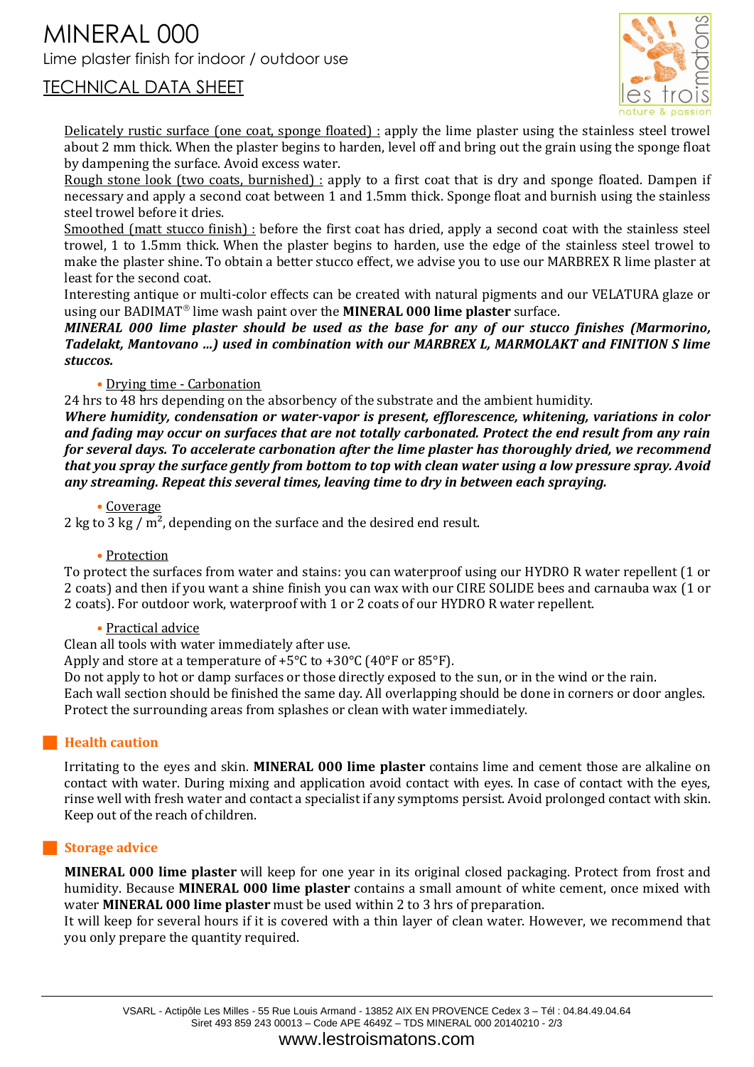# MINERAL 000

Lime plaster finish for indoor / outdoor use

TECHNICAL DATA SHEET

Delicately rustic surface (one coat, sponge floated) : apply the lime plaster using the stainless steel trowel about 2 mm thick. When the plaster begins to harden, level off and bring out the grain using the sponge float by dampening the surface. Avoid excess water.

Rough stone look (two coats, burnished) : apply to a first coat that is dry and sponge floated. Dampen if necessary and apply a second coat between 1 and 1.5mm thick. Sponge float and burnish using the stainless steel trowel before it dries.

Smoothed (matt stucco finish) : before the first coat has dried, apply a second coat with the stainless steel trowel, 1 to 1.5mm thick. When the plaster begins to harden, use the edge of the stainless steel trowel to make the plaster shine. To obtain a better stucco effect, we advise you to use our MARBREX R lime plaster at least for the second coat.

Interesting antique or multi-color effects can be created with natural pigments and our VELATURA glaze or using our BADIMAT® lime wash paint over the **MINERAL 000 lime plaster** surface.

***MINERAL 000 lime plaster should be used as the base for any of our stucco finishes (Marmorino, Tadelakt, Mantovano ...) used in combination with our MARBREX L, MARMOLAKT and FINITION S lime stuccos.***

- Drying time - Carbonation

24 hrs to 48 hrs depending on the absorbency of the substrate and the ambient humidity.

***Where humidity, condensation or water-vapor is present, efflorescence, whitening, variations in color and fading may occur on surfaces that are not totally carbonated. Protect the end result from any rain for several days. To accelerate carbonation after the lime plaster has thoroughly dried, we recommend that you spray the surface gently from bottom to top with clean water using a low pressure spray. Avoid any streaming. Repeat this several times, leaving time to dry in between each spraying.***

- Coverage

2 kg to 3 kg / m², depending on the surface and the desired end result.

- Protection

To protect the surfaces from water and stains: you can waterproof using our HYDRO R water repellent (1 or 2 coats) and then if you want a shine finish you can wax with our CIRE SOLIDE bees and carnauba wax (1 or 2 coats). For outdoor work, waterproof with 1 or 2 coats of our HYDRO R water repellent.

- Practical advice

Clean all tools with water immediately after use.

Apply and store at a temperature of +5°C to +30°C (40°F or 85°F).

Do not apply to hot or damp surfaces or those directly exposed to the sun, or in the wind or the rain.

Each wall section should be finished the same day. All overlapping should be done in corners or door angles.

Protect the surrounding areas from splashes or clean with water immediately.

## Health caution

Irritating to the eyes and skin. **MINERAL 000 lime plaster** contains lime and cement those are alkaline on contact with water. During mixing and application avoid contact with eyes. In case of contact with the eyes, rinse well with fresh water and contact a specialist if any symptoms persist. Avoid prolonged contact with skin. Keep out of the reach of children.

## Storage advice

**MINERAL 000 lime plaster** will keep for one year in its original closed packaging. Protect from frost and humidity. Because **MINERAL 000 lime plaster** contains a small amount of white cement, once mixed with water **MINERAL 000 lime plaster** must be used within 2 to 3 hrs of preparation.

It will keep for several hours if it is covered with a thin layer of clean water. However, we recommend that you only prepare the quantity required.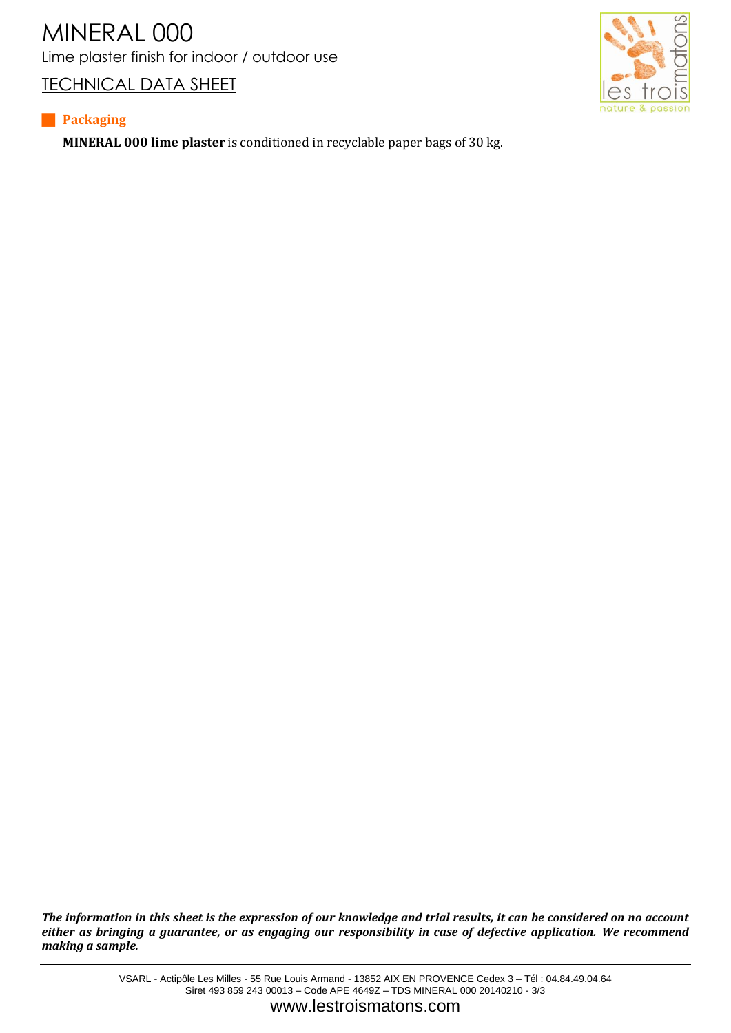## Packaging

**MINERAL 000 lime plaster** is conditioned in recyclable paper bags of 30 kg.

***The information in this sheet is the expression of our knowledge and trial results, it can be considered on no account either as bringing a guarantee, or as engaging our responsibility in case of defective application. We recommend making a sample.***